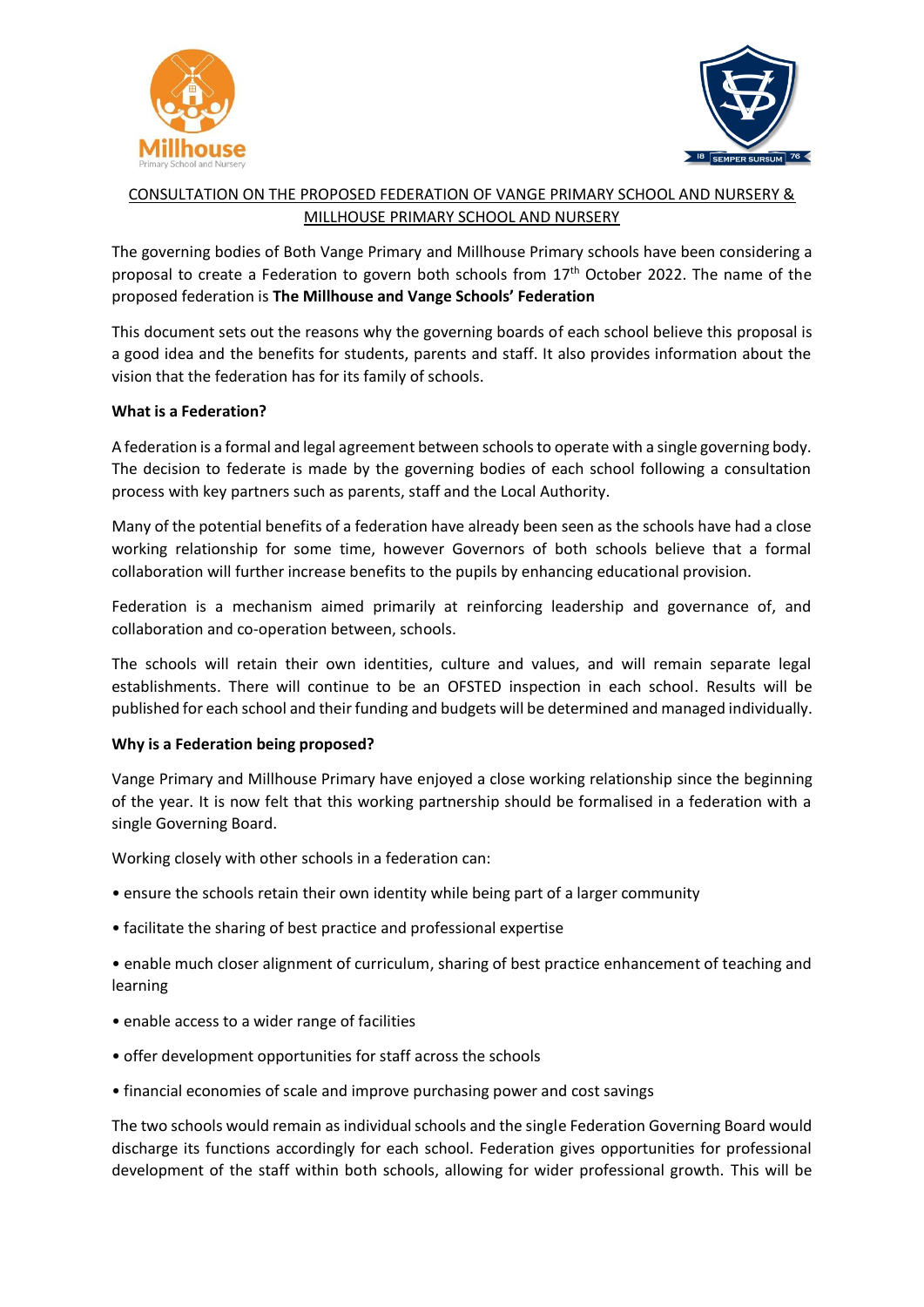CONSULTATION ON THE PROPOSED FEDERATION OF VANGE PRIMARY SCHOOL AND NURSERY & MILLHOUSE PRIMARY SCHOOL AND NURSERY

The governing bodies of Both Vange Primary and Millhouse Primary schools have been considering a proposal to create a Federation to govern both schools from 17th October 2022. The name of the proposed federation is **The Millhouse and Vange Schools' Federation**

This document sets out the reasons why the governing boards of each school believe this proposal is a good idea and the benefits for students, parents and staff. It also provides information about the vision that the federation has for its family of schools.

**What is a Federation?**

A federation is a formal and legal agreement between schools to operate with a single governing body. The decision to federate is made by the governing bodies of each school following a consultation process with key partners such as parents, staff and the Local Authority.

Many of the potential benefits of a federation have already been seen as the schools have had a close working relationship for some time, however Governors of both schools believe that a formal collaboration will further increase benefits to the pupils by enhancing educational provision.

Federation is a mechanism aimed primarily at reinforcing leadership and governance of, and collaboration and co-operation between, schools.

The schools will retain their own identities, culture and values, and will remain separate legal establishments. There will continue to be an OFSTED inspection in each school. Results will be published for each school and their funding and budgets will be determined and managed individually.

**Why is a Federation being proposed?**

Vange Primary and Millhouse Primary have enjoyed a close working relationship since the beginning of the year. It is now felt that this working partnership should be formalised in a federation with a single Governing Board.

Working closely with other schools in a federation can:

- ensure the schools retain their own identity while being part of a larger community
- facilitate the sharing of best practice and professional expertise
- enable much closer alignment of curriculum, sharing of best practice enhancement of teaching and learning
- enable access to a wider range of facilities
- offer development opportunities for staff across the schools
- financial economies of scale and improve purchasing power and cost savings

The two schools would remain as individual schools and the single Federation Governing Board would discharge its functions accordingly for each school. Federation gives opportunities for professional development of the staff within both schools, allowing for wider professional growth. This will be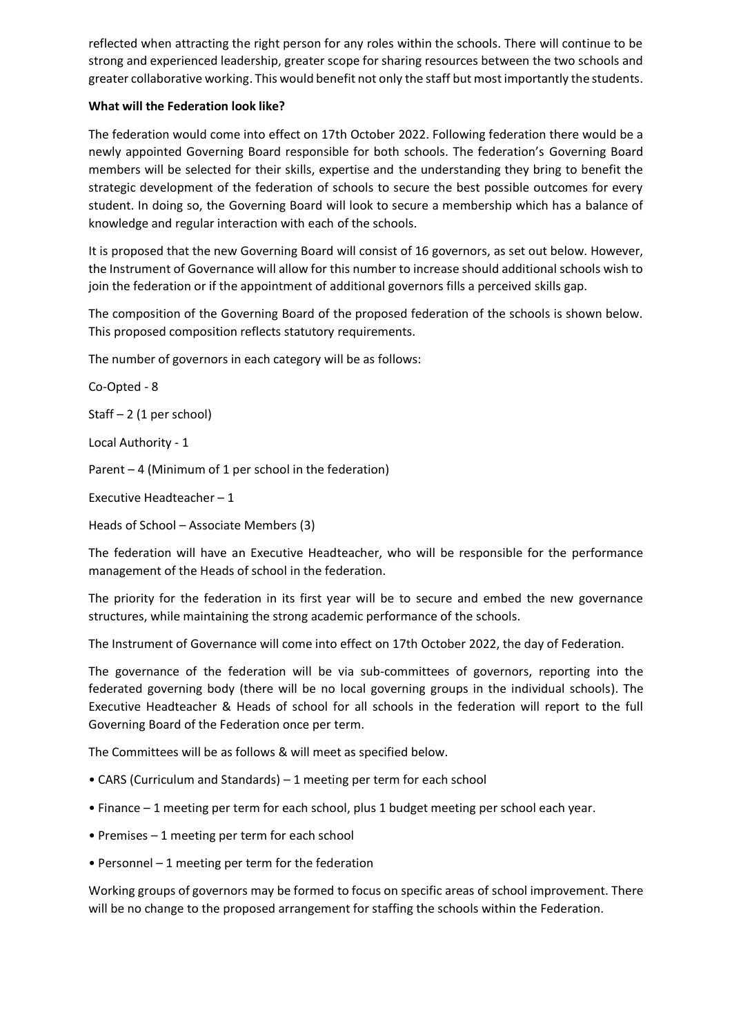reflected when attracting the right person for any roles within the schools. There will continue to be strong and experienced leadership, greater scope for sharing resources between the two schools and greater collaborative working. This would benefit not only the staff but most importantly the students.

**What will the Federation look like?**

The federation would come into effect on 17th October 2022. Following federation there would be a newly appointed Governing Board responsible for both schools. The federation's Governing Board members will be selected for their skills, expertise and the understanding they bring to benefit the strategic development of the federation of schools to secure the best possible outcomes for every student. In doing so, the Governing Board will look to secure a membership which has a balance of knowledge and regular interaction with each of the schools.

It is proposed that the new Governing Board will consist of 16 governors, as set out below. However, the Instrument of Governance will allow for this number to increase should additional schools wish to join the federation or if the appointment of additional governors fills a perceived skills gap.

The composition of the Governing Board of the proposed federation of the schools is shown below. This proposed composition reflects statutory requirements.

The number of governors in each category will be as follows:

Co-Opted - 8

Staff – 2 (1 per school)

Local Authority - 1

Parent – 4 (Minimum of 1 per school in the federation)

Executive Headteacher – 1

Heads of School – Associate Members (3)

The federation will have an Executive Headteacher, who will be responsible for the performance management of the Heads of school in the federation.

The priority for the federation in its first year will be to secure and embed the new governance structures, while maintaining the strong academic performance of the schools.

The Instrument of Governance will come into effect on 17th October 2022, the day of Federation.

The governance of the federation will be via sub-committees of governors, reporting into the federated governing body (there will be no local governing groups in the individual schools). The Executive Headteacher & Heads of school for all schools in the federation will report to the full Governing Board of the Federation once per term.

The Committees will be as follows & will meet as specified below.

- CARS (Curriculum and Standards) – 1 meeting per term for each school
- Finance – 1 meeting per term for each school, plus 1 budget meeting per school each year.
- Premises – 1 meeting per term for each school
- Personnel – 1 meeting per term for the federation

Working groups of governors may be formed to focus on specific areas of school improvement. There will be no change to the proposed arrangement for staffing the schools within the Federation.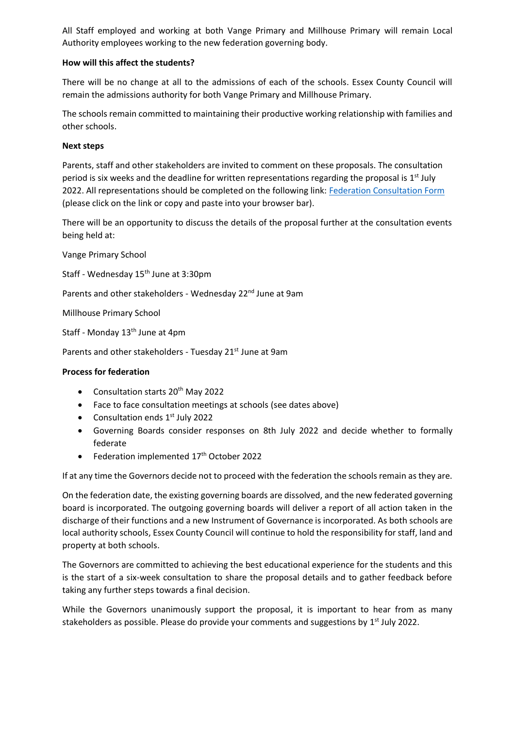All Staff employed and working at both Vange Primary and Millhouse Primary will remain Local Authority employees working to the new federation governing body.

**How will this affect the students?**

There will be no change at all to the admissions of each of the schools. Essex County Council will remain the admissions authority for both Vange Primary and Millhouse Primary.

The schools remain committed to maintaining their productive working relationship with families and other schools.

**Next steps**

Parents, staff and other stakeholders are invited to comment on these proposals. The consultation period is six weeks and the deadline for written representations regarding the proposal is 1st July 2022. All representations should be completed on the following link: Federation Consultation Form (please click on the link or copy and paste into your browser bar).

There will be an opportunity to discuss the details of the proposal further at the consultation events being held at:

Vange Primary School

Staff - Wednesday 15th June at 3:30pm

Parents and other stakeholders - Wednesday 22nd June at 9am

Millhouse Primary School

Staff - Monday 13th June at 4pm

Parents and other stakeholders - Tuesday 21st June at 9am

**Process for federation**

- Consultation starts 20th May 2022
- Face to face consultation meetings at schools (see dates above)
- Consultation ends 1st July 2022
- Governing Boards consider responses on 8th July 2022 and decide whether to formally federate
- Federation implemented 17th October 2022

If at any time the Governors decide not to proceed with the federation the schools remain as they are.

On the federation date, the existing governing boards are dissolved, and the new federated governing board is incorporated. The outgoing governing boards will deliver a report of all action taken in the discharge of their functions and a new Instrument of Governance is incorporated. As both schools are local authority schools, Essex County Council will continue to hold the responsibility for staff, land and property at both schools.

The Governors are committed to achieving the best educational experience for the students and this is the start of a six-week consultation to share the proposal details and to gather feedback before taking any further steps towards a final decision.

While the Governors unanimously support the proposal, it is important to hear from as many stakeholders as possible. Please do provide your comments and suggestions by 1st July 2022.